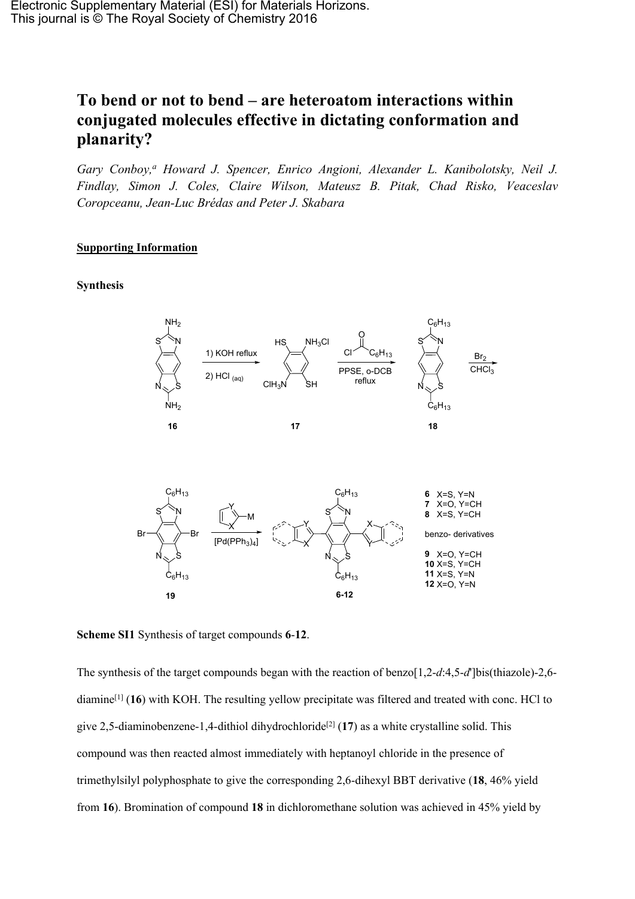Electronic Supplementary Material (ESI) for Materials Horizons.
This journal is © The Royal Society of Chemistry 2016

# To bend or not to bend – are heteroatom interactions within conjugated molecules effective in dictating conformation and planarity?

*Gary Conboy,[a] Howard J. Spencer, Enrico Angioni, Alexander L. Kanibolotsky, Neil J. Findlay, Simon J. Coles, Claire Wilson, Mateusz B. Pitak, Chad Risko, Veaceslav Coropceanu, Jean-Luc Brédas and Peter J. Skabara*

**Supporting Information**

**Synthesis**

**Scheme SI1** Synthesis of target compounds **6**-**12**.

The synthesis of the target compounds began with the reaction of benzo[1,2-*d*:4,5-*d'*]bis(thiazole)-2,6-diamine[1] (**16**) with KOH. The resulting yellow precipitate was filtered and treated with conc. HCl to give 2,5-diaminobenzene-1,4-dithiol dihydrochloride[2] (**17**) as a white crystalline solid. This compound was then reacted almost immediately with heptanoyl chloride in the presence of trimethylsilyl polyphosphate to give the corresponding 2,6-dihexyl BBT derivative (**18**, 46% yield from **16**). Bromination of compound **18** in dichloromethane solution was achieved in 45% yield by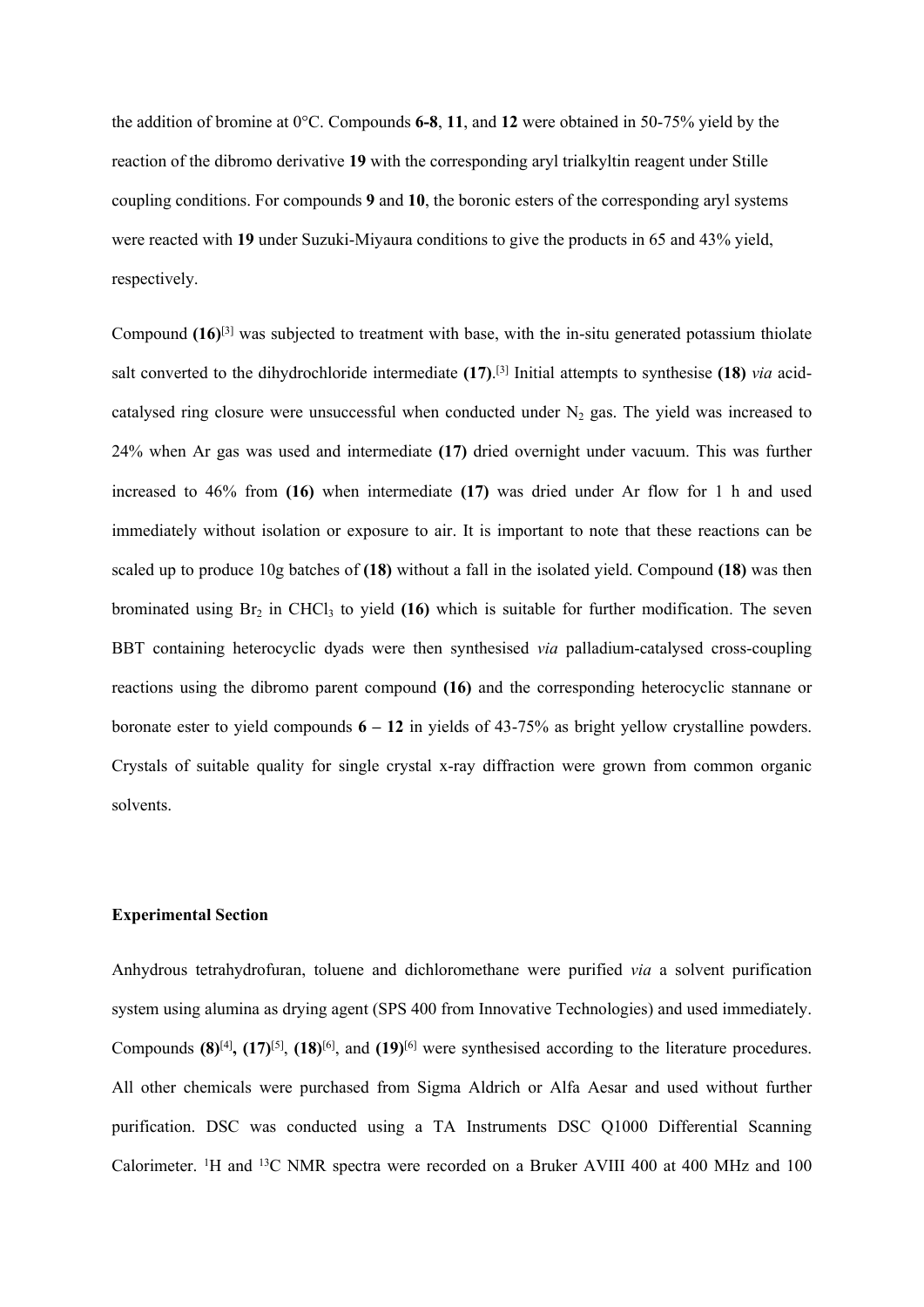the addition of bromine at 0°C. Compounds **6-8**, **11**, and **12** were obtained in 50-75% yield by the reaction of the dibromo derivative **19** with the corresponding aryl trialkyltin reagent under Stille coupling conditions. For compounds **9** and **10**, the boronic esters of the corresponding aryl systems were reacted with **19** under Suzuki-Miyaura conditions to give the products in 65 and 43% yield, respectively.

Compound **(16)**[3] was subjected to treatment with base, with the in-situ generated potassium thiolate salt converted to the dihydrochloride intermediate **(17)**.[3] Initial attempts to synthesise **(18)** *via* acid-catalysed ring closure were unsuccessful when conducted under $N_2$ gas. The yield was increased to 24% when Ar gas was used and intermediate **(17)** dried overnight under vacuum. This was further increased to 46% from **(16)** when intermediate **(17)** was dried under Ar flow for 1 h and used immediately without isolation or exposure to air. It is important to note that these reactions can be scaled up to produce 10g batches of **(18)** without a fall in the isolated yield. Compound **(18)** was then brominated using $Br_2$ in $CHCl_3$ to yield **(16)** which is suitable for further modification. The seven BBT containing heterocyclic dyads were then synthesised *via* palladium-catalysed cross-coupling reactions using the dibromo parent compound **(16)** and the corresponding heterocyclic stannane or boronate ester to yield compounds **6 – 12** in yields of 43-75% as bright yellow crystalline powders. Crystals of suitable quality for single crystal x-ray diffraction were grown from common organic solvents.

## Experimental Section

Anhydrous tetrahydrofuran, toluene and dichloromethane were purified *via* a solvent purification system using alumina as drying agent (SPS 400 from Innovative Technologies) and used immediately. Compounds **(8)**[4], **(17)**[5], **(18)**[6], and **(19)**[6] were synthesised according to the literature procedures. All other chemicals were purchased from Sigma Aldrich or Alfa Aesar and used without further purification. DSC was conducted using a TA Instruments DSC Q1000 Differential Scanning Calorimeter. $^{1}$H and $^{13}$C NMR spectra were recorded on a Bruker AVIII 400 at 400 MHz and 100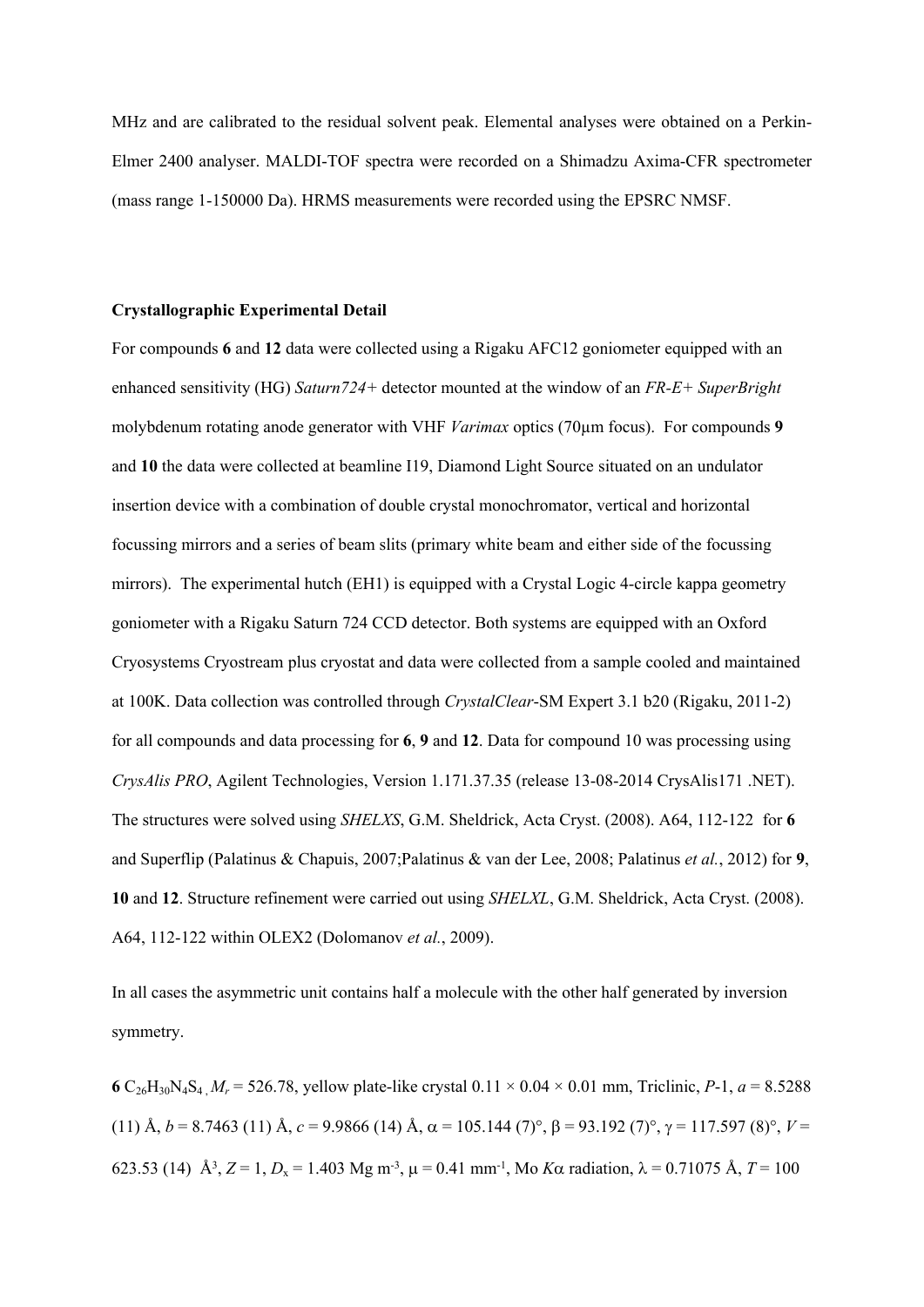MHz and are calibrated to the residual solvent peak. Elemental analyses were obtained on a Perkin-Elmer 2400 analyser. MALDI-TOF spectra were recorded on a Shimadzu Axima-CFR spectrometer (mass range 1-150000 Da). HRMS measurements were recorded using the EPSRC NMSF.

**Crystallographic Experimental Detail**

For compounds **6** and **12** data were collected using a Rigaku AFC12 goniometer equipped with an enhanced sensitivity (HG) *Saturn724+* detector mounted at the window of an *FR-E+ SuperBright* molybdenum rotating anode generator with VHF *Varimax* optics (70µm focus). For compounds **9** and **10** the data were collected at beamline I19, Diamond Light Source situated on an undulator insertion device with a combination of double crystal monochromator, vertical and horizontal focussing mirrors and a series of beam slits (primary white beam and either side of the focussing mirrors). The experimental hutch (EH1) is equipped with a Crystal Logic 4-circle kappa geometry goniometer with a Rigaku Saturn 724 CCD detector. Both systems are equipped with an Oxford Cryosystems Cryostream plus cryostat and data were collected from a sample cooled and maintained at 100K. Data collection was controlled through *CrystalClear*-SM Expert 3.1 b20 (Rigaku, 2011-2) for all compounds and data processing for **6**, **9** and **12**. Data for compound 10 was processing using *CrysAlis PRO*, Agilent Technologies, Version 1.171.37.35 (release 13-08-2014 CrysAlis171 .NET). The structures were solved using *SHELXS*, G.M. Sheldrick, Acta Cryst. (2008). A64, 112-122 for **6** and Superflip (Palatinus & Chapuis, 2007;Palatinus & van der Lee, 2008; Palatinus *et al.*, 2012) for **9**, **10** and **12**. Structure refinement were carried out using *SHELXL*, G.M. Sheldrick, Acta Cryst. (2008). A64, 112-122 within OLEX2 (Dolomanov *et al.*, 2009).

In all cases the asymmetric unit contains half a molecule with the other half generated by inversion symmetry.

**6** $C_{26}H_{30}N_4S_4$ , $M_r$ = 526.78, yellow plate-like crystal 0.11 × 0.04 × 0.01 mm, Triclinic, *P*-1, $a$ = 8.5288 (11) Å, $b$ = 8.7463 (11) Å, $c$ = 9.9866 (14) Å, $\alpha$ = 105.144 (7)°, $\beta$ = 93.192 (7)°, $\gamma$ = 117.597 (8)°, $V$ = 623.53 (14) Å$^3$, $Z$ = 1, $D_x$ = 1.403 Mg m$^{-3}$, $\mu$ = 0.41 mm$^{-1}$, Mo $K\alpha$ radiation, $\lambda$ = 0.71075 Å, $T$ = 100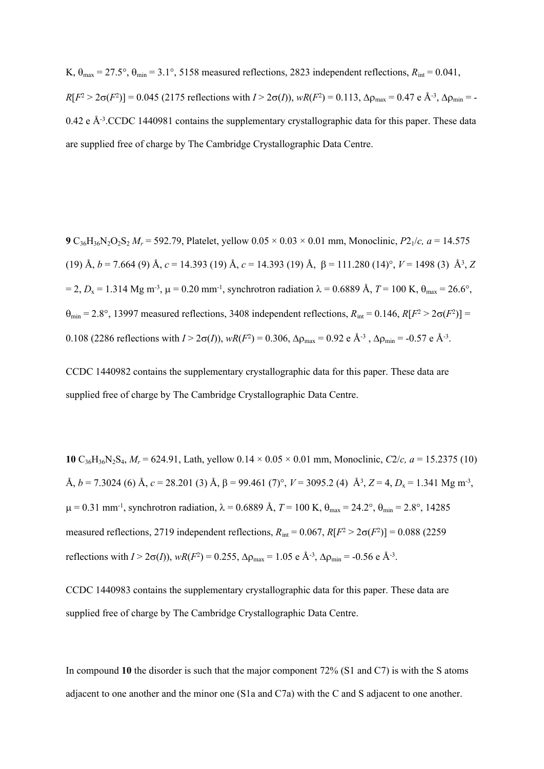K, $\theta_{max}$ = 27.5°, $\theta_{min}$ = 3.1°, 5158 measured reflections, 2823 independent reflections, $R_{int}$ = 0.041, $R[F^2 > 2\sigma(F^2)]$ = 0.045 (2175 reflections with $I > 2\sigma(I)$), $wR(F^2)$ = 0.113, $\Delta\rho_{max}$ = 0.47 e Å$^{-3}$, $\Delta\rho_{min}$ = -0.42 e Å$^{-3}$.CCDC 1440981 contains the supplementary crystallographic data for this paper. These data are supplied free of charge by The Cambridge Crystallographic Data Centre.

**9** $C_{36}H_{36}N_2O_2S_2$ $M_r$ = 592.79, Platelet, yellow 0.05 × 0.03 × 0.01 mm, Monoclinic, *P*2$_1$/*c*, *a* = 14.575 (19) Å, *b* = 7.664 (9) Å, *c* = 14.393 (19) Å, *c* = 14.393 (19) Å, β = 111.280 (14)°, *V* = 1498 (3) Å$^3$, *Z* = 2, $D_x$ = 1.314 Mg m$^{-3}$, μ = 0.20 mm$^{-1}$, synchrotron radiation λ = 0.6889 Å, *T* = 100 K, $\theta_{max}$ = 26.6°, $\theta_{min}$ = 2.8°, 13997 measured reflections, 3408 independent reflections, $R_{int}$ = 0.146, $R[F^2 > 2\sigma(F^2)]$ = 0.108 (2286 reflections with $I > 2\sigma(I)$), $wR(F^2)$ = 0.306, $\Delta\rho_{max}$ = 0.92 e Å$^{-3}$ , $\Delta\rho_{min}$ = -0.57 e Å$^{-3}$.

CCDC 1440982 contains the supplementary crystallographic data for this paper. These data are supplied free of charge by The Cambridge Crystallographic Data Centre.

**10** $C_{36}H_{36}N_2S_4$, $M_r$ = 624.91, Lath, yellow 0.14 × 0.05 × 0.01 mm, Monoclinic, *C*2/*c*, *a* = 15.2375 (10) Å, *b* = 7.3024 (6) Å, *c* = 28.201 (3) Å, β = 99.461 (7)°, *V* = 3095.2 (4) Å$^3$, *Z* = 4, $D_x$ = 1.341 Mg m$^{-3}$, μ = 0.31 mm$^{-1}$, synchrotron radiation, λ = 0.6889 Å, *T* = 100 K, $\theta_{max}$ = 24.2°, $\theta_{min}$ = 2.8°, 14285 measured reflections, 2719 independent reflections, $R_{int}$ = 0.067, $R[F^2 > 2\sigma(F^2)]$ = 0.088 (2259 reflections with $I > 2\sigma(I)$), $wR(F^2)$ = 0.255, $\Delta\rho_{max}$ = 1.05 e Å$^{-3}$, $\Delta\rho_{min}$ = -0.56 e Å$^{-3}$.

CCDC 1440983 contains the supplementary crystallographic data for this paper. These data are supplied free of charge by The Cambridge Crystallographic Data Centre.

In compound **10** the disorder is such that the major component 72% (S1 and C7) is with the S atoms adjacent to one another and the minor one (S1a and C7a) with the C and S adjacent to one another.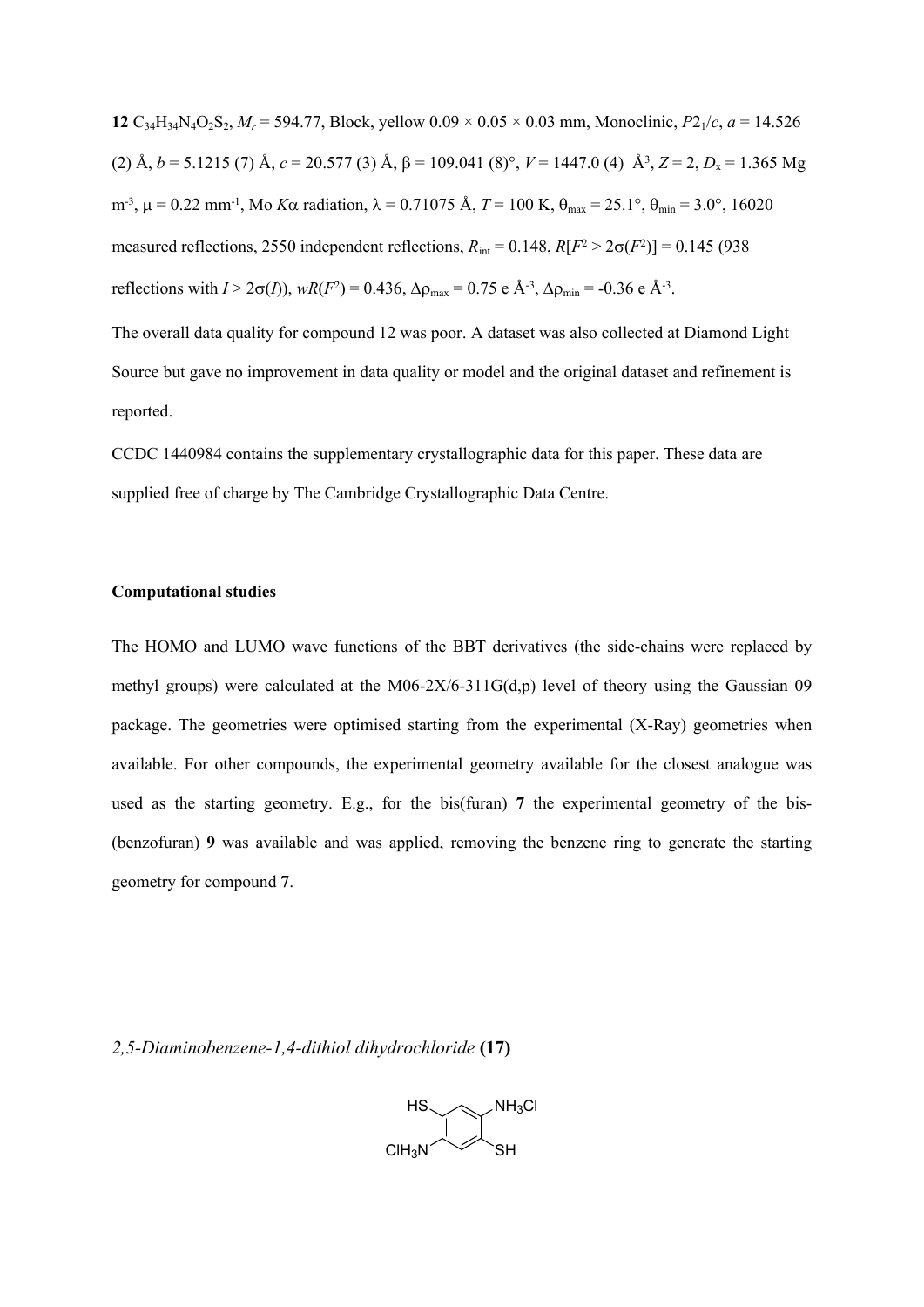**12** $C_{34}H_{34}N_4O_2S_2$, $M_r$ = 594.77, Block, yellow 0.09 × 0.05 × 0.03 mm, Monoclinic, $P2_1/c$, $a$ = 14.526 (2) Å, $b$ = 5.1215 (7) Å, $c$ = 20.577 (3) Å, β = 109.041 (8)°, $V$ = 1447.0 (4) Å$^3$, $Z$ = 2, $D_x$ = 1.365 Mg m$^{-3}$, μ = 0.22 mm$^{-1}$, Mo $K\alpha$ radiation, λ = 0.71075 Å, $T$ = 100 K, $\theta_{max}$ = 25.1°, $\theta_{min}$ = 3.0°, 16020 measured reflections, 2550 independent reflections, $R_{int}$ = 0.148, $R[F^2 > 2\sigma(F^2)]$ = 0.145 (938 reflections with $I > 2\sigma(I)$), $wR(F^2)$ = 0.436, $\Delta\rho_{max}$ = 0.75 e Å$^{-3}$, $\Delta\rho_{min}$ = -0.36 e Å$^{-3}$.

The overall data quality for compound 12 was poor. A dataset was also collected at Diamond Light Source but gave no improvement in data quality or model and the original dataset and refinement is reported.

CCDC 1440984 contains the supplementary crystallographic data for this paper. These data are supplied free of charge by The Cambridge Crystallographic Data Centre.

**Computational studies**

The HOMO and LUMO wave functions of the BBT derivatives (the side-chains were replaced by methyl groups) were calculated at the M06-2X/6-311G(d,p) level of theory using the Gaussian 09 package. The geometries were optimised starting from the experimental (X-Ray) geometries when available. For other compounds, the experimental geometry available for the closest analogue was used as the starting geometry. E.g., for the bis(furan) **7** the experimental geometry of the bis-(benzofuran) **9** was available and was applied, removing the benzene ring to generate the starting geometry for compound **7**.

### *2,5-Diaminobenzene-1,4-dithiol dihydrochloride* **(17)**

HS, $NH_3Cl$, $ClH_3N$, SH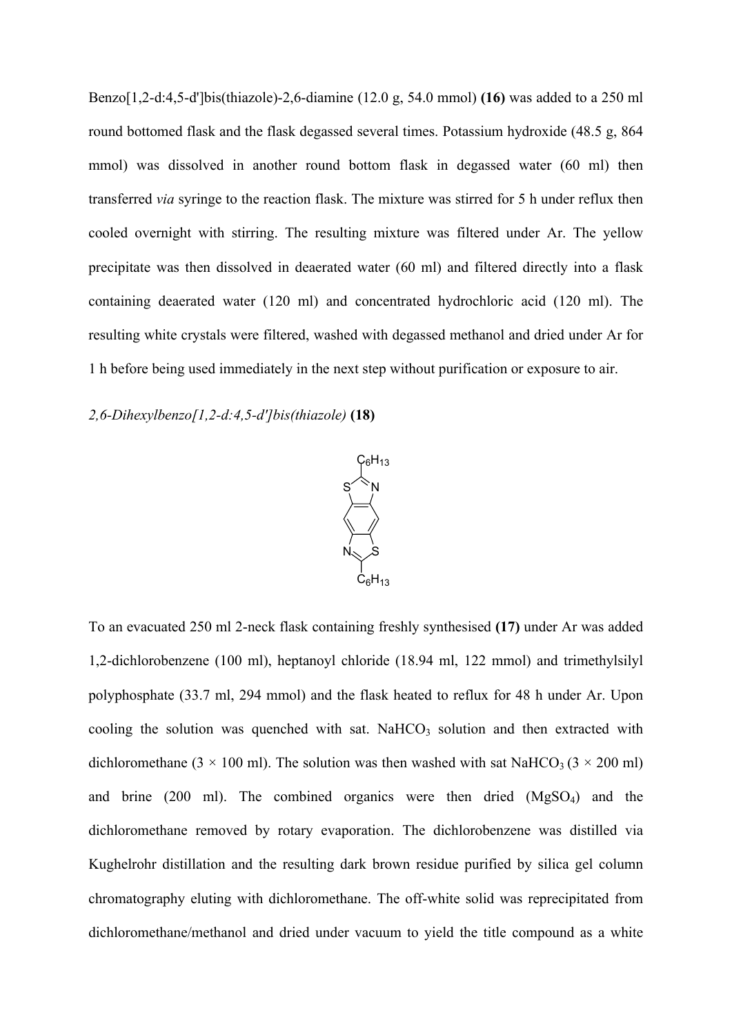Benzo[1,2-d:4,5-d']bis(thiazole)-2,6-diamine (12.0 g, 54.0 mmol) **(16)** was added to a 250 ml round bottomed flask and the flask degassed several times. Potassium hydroxide (48.5 g, 864 mmol) was dissolved in another round bottom flask in degassed water (60 ml) then transferred *via* syringe to the reaction flask. The mixture was stirred for 5 h under reflux then cooled overnight with stirring. The resulting mixture was filtered under Ar. The yellow precipitate was then dissolved in deaerated water (60 ml) and filtered directly into a flask containing deaerated water (120 ml) and concentrated hydrochloric acid (120 ml). The resulting white crystals were filtered, washed with degassed methanol and dried under Ar for 1 h before being used immediately in the next step without purification or exposure to air.

*2,6-Dihexylbenzo[1,2-d:4,5-d']bis(thiazole)* **(18)**

To an evacuated 250 ml 2-neck flask containing freshly synthesised **(17)** under Ar was added 1,2-dichlorobenzene (100 ml), heptanoyl chloride (18.94 ml, 122 mmol) and trimethylsilyl polyphosphate (33.7 ml, 294 mmol) and the flask heated to reflux for 48 h under Ar. Upon cooling the solution was quenched with sat. $NaHCO_3$ solution and then extracted with dichloromethane (3 × 100 ml). The solution was then washed with sat $NaHCO_3$ (3 × 200 ml) and brine (200 ml). The combined organics were then dried ($MgSO_4$) and the dichloromethane removed by rotary evaporation. The dichlorobenzene was distilled via Kughelrohr distillation and the resulting dark brown residue purified by silica gel column chromatography eluting with dichloromethane. The off-white solid was reprecipitated from dichloromethane/methanol and dried under vacuum to yield the title compound as a white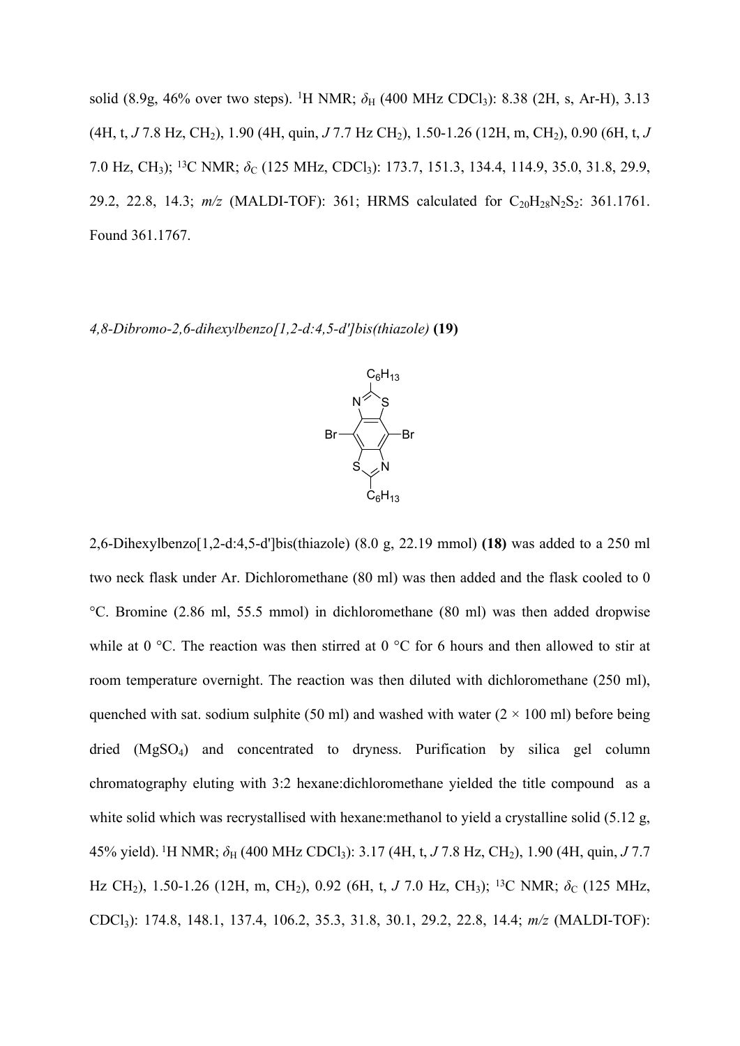solid (8.9g, 46% over two steps). $^{1}$H NMR; $\delta_H$ (400 MHz $CDCl_3$): 8.38 (2H, s, Ar-H), 3.13 (4H, t, *J* 7.8 Hz, $CH_2$), 1.90 (4H, quin, *J* 7.7 Hz $CH_2$), 1.50-1.26 (12H, m, $CH_2$), 0.90 (6H, t, *J* 7.0 Hz, $CH_3$); $^{13}$C NMR; $\delta_C$ (125 MHz, $CDCl_3$): 173.7, 151.3, 134.4, 114.9, 35.0, 31.8, 29.9, 29.2, 22.8, 14.3; *m/z* (MALDI-TOF): 361; HRMS calculated for $C_{20}H_{28}N_2S_2$: 361.1761. Found 361.1767.

*4,8-Dibromo-2,6-dihexylbenzo[1,2-d:4,5-d']bis(thiazole)* **(19)**

2,6-Dihexylbenzo[1,2-d:4,5-d']bis(thiazole) (8.0 g, 22.19 mmol) **(18)** was added to a 250 ml two neck flask under Ar. Dichloromethane (80 ml) was then added and the flask cooled to 0 °C. Bromine (2.86 ml, 55.5 mmol) in dichloromethane (80 ml) was then added dropwise while at 0 °C. The reaction was then stirred at 0 °C for 6 hours and then allowed to stir at room temperature overnight. The reaction was then diluted with dichloromethane (250 ml), quenched with sat. sodium sulphite (50 ml) and washed with water (2 × 100 ml) before being dried ($MgSO_4$) and concentrated to dryness. Purification by silica gel column chromatography eluting with 3:2 hexane:dichloromethane yielded the title compound as a white solid which was recrystallised with hexane:methanol to yield a crystalline solid (5.12 g, 45% yield). $^{1}$H NMR; $\delta_H$ (400 MHz $CDCl_3$): 3.17 (4H, t, *J* 7.8 Hz, $CH_2$), 1.90 (4H, quin, *J* 7.7 Hz $CH_2$), 1.50-1.26 (12H, m, $CH_2$), 0.92 (6H, t, *J* 7.0 Hz, $CH_3$); $^{13}$C NMR; $\delta_C$ (125 MHz, $CDCl_3$): 174.8, 148.1, 137.4, 106.2, 35.3, 31.8, 30.1, 29.2, 22.8, 14.4; *m/z* (MALDI-TOF):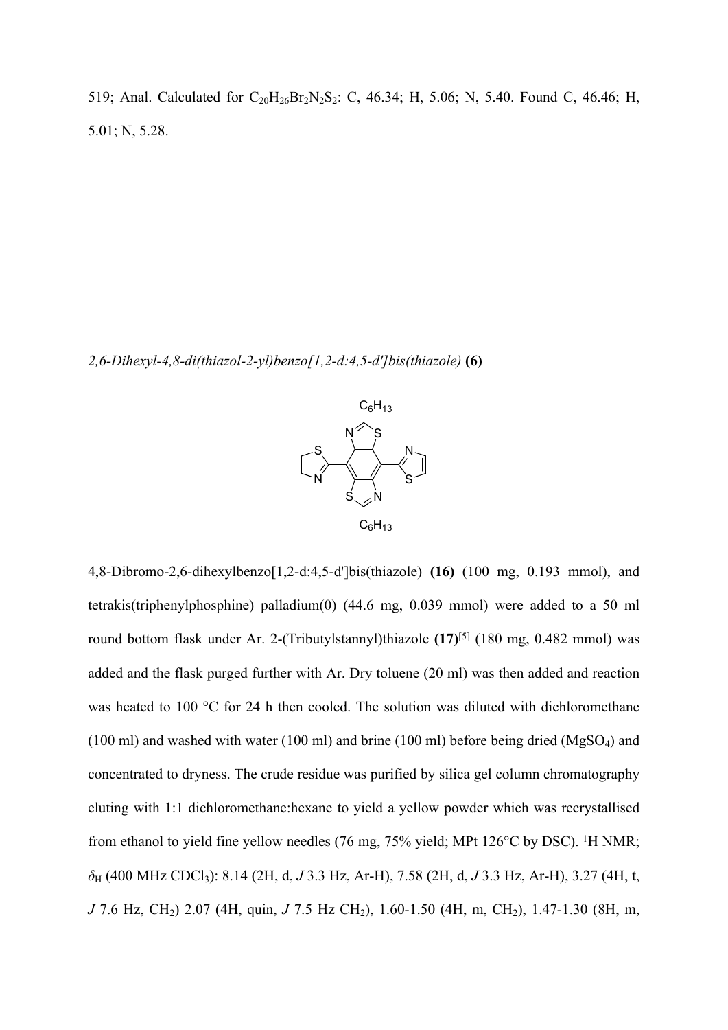519; Anal. Calculated for $C_{20}H_{26}Br_2N_2S_2$: C, 46.34; H, 5.06; N, 5.40. Found C, 46.46; H, 5.01; N, 5.28.

*2,6-Dihexyl-4,8-di(thiazol-2-yl)benzo[1,2-d:4,5-d']bis(thiazole)* **(6)**

4,8-Dibromo-2,6-dihexylbenzo[1,2-d:4,5-d']bis(thiazole) **(16)** (100 mg, 0.193 mmol), and tetrakis(triphenylphosphine) palladium(0) (44.6 mg, 0.039 mmol) were added to a 50 ml round bottom flask under Ar. 2-(Tributylstannyl)thiazole **(17)**[5] (180 mg, 0.482 mmol) was added and the flask purged further with Ar. Dry toluene (20 ml) was then added and reaction was heated to 100 °C for 24 h then cooled. The solution was diluted with dichloromethane (100 ml) and washed with water (100 ml) and brine (100 ml) before being dried ($MgSO_4$) and concentrated to dryness. The crude residue was purified by silica gel column chromatography eluting with 1:1 dichloromethane:hexane to yield a yellow powder which was recrystallised from ethanol to yield fine yellow needles (76 mg, 75% yield; MPt 126°C by DSC). $^1H$ NMR; $\delta_H$ (400 MHz $CDCl_3$): 8.14 (2H, d, *J* 3.3 Hz, Ar-H), 7.58 (2H, d, *J* 3.3 Hz, Ar-H), 3.27 (4H, t, *J* 7.6 Hz, $CH_2$) 2.07 (4H, quin, *J* 7.5 Hz $CH_2$), 1.60-1.50 (4H, m, $CH_2$), 1.47-1.30 (8H, m,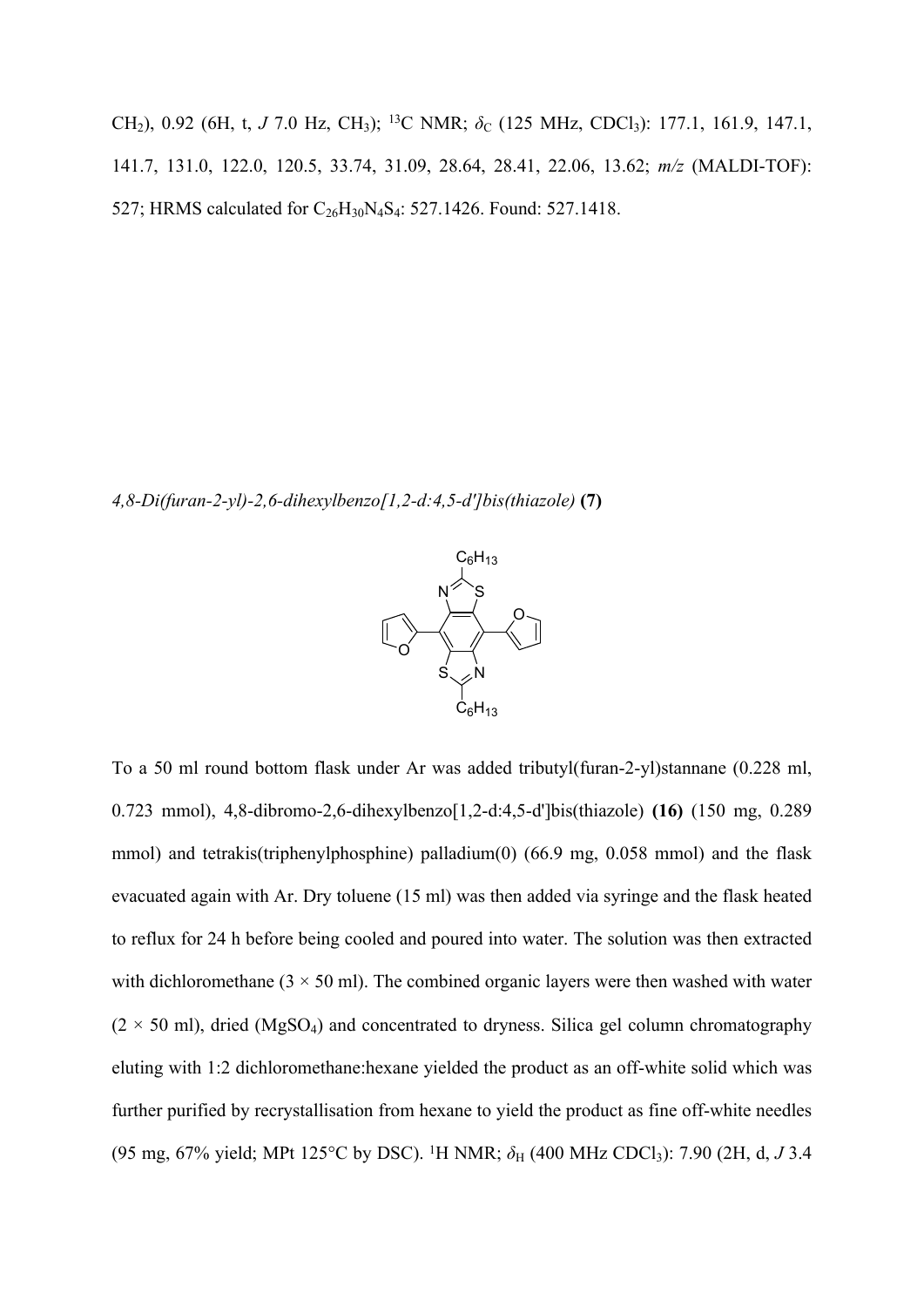CH$_2$), 0.92 (6H, t, *J* 7.0 Hz, CH$_3$); $^{13}$C NMR; $\delta_C$ (125 MHz, CDCl$_3$): 177.1, 161.9, 147.1, 141.7, 131.0, 122.0, 120.5, 33.74, 31.09, 28.64, 28.41, 22.06, 13.62; *m/z* (MALDI-TOF): 527; HRMS calculated for $C_{26}H_{30}N_4S_4$: 527.1426. Found: 527.1418.

*4,8-Di(furan-2-yl)-2,6-dihexylbenzo[1,2-d:4,5-d']bis(thiazole)* **(7)**

To a 50 ml round bottom flask under Ar was added tributyl(furan-2-yl)stannane (0.228 ml, 0.723 mmol), 4,8-dibromo-2,6-dihexylbenzo[1,2-d:4,5-d']bis(thiazole) **(16)** (150 mg, 0.289 mmol) and tetrakis(triphenylphosphine) palladium(0) (66.9 mg, 0.058 mmol) and the flask evacuated again with Ar. Dry toluene (15 ml) was then added via syringe and the flask heated to reflux for 24 h before being cooled and poured into water. The solution was then extracted with dichloromethane (3 × 50 ml). The combined organic layers were then washed with water (2 × 50 ml), dried (MgSO$_4$) and concentrated to dryness. Silica gel column chromatography eluting with 1:2 dichloromethane:hexane yielded the product as an off-white solid which was further purified by recrystallisation from hexane to yield the product as fine off-white needles (95 mg, 67% yield; MPt 125°C by DSC). $^1$H NMR; $\delta_H$ (400 MHz CDCl$_3$): 7.90 (2H, d, *J* 3.4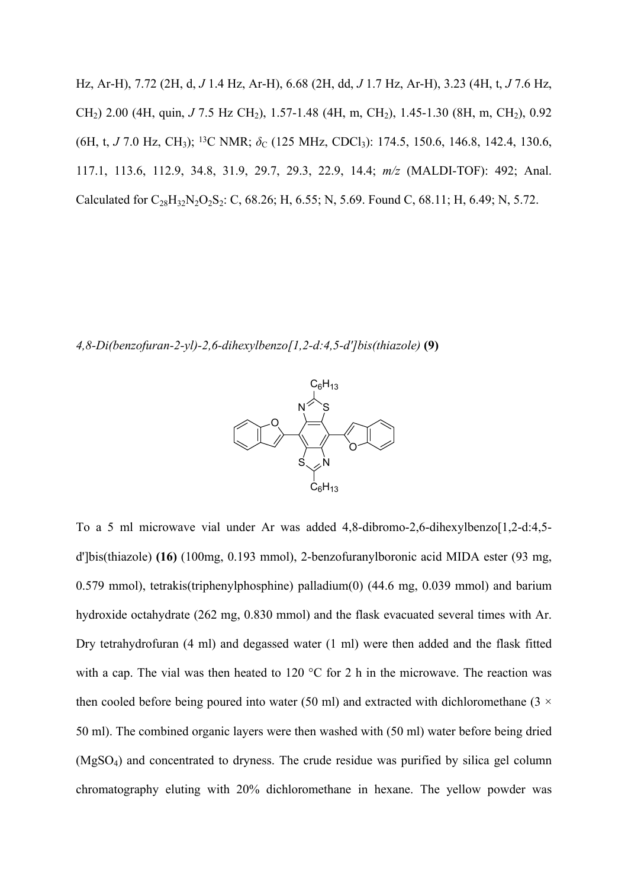Hz, Ar-H), 7.72 (2H, d, *J* 1.4 Hz, Ar-H), 6.68 (2H, dd, *J* 1.7 Hz, Ar-H), 3.23 (4H, t, *J* 7.6 Hz, $CH_2$) 2.00 (4H, quin, *J* 7.5 Hz $CH_2$), 1.57-1.48 (4H, m, $CH_2$), 1.45-1.30 (8H, m, $CH_2$), 0.92 (6H, t, *J* 7.0 Hz, $CH_3$); $^{13}C$ NMR; $\delta_C$ (125 MHz, $CDCl_3$): 174.5, 150.6, 146.8, 142.4, 130.6, 117.1, 113.6, 112.9, 34.8, 31.9, 29.7, 29.3, 22.9, 14.4; *m/z* (MALDI-TOF): 492; Anal. Calculated for $C_{28}H_{32}N_2O_2S_2$: C, 68.26; H, 6.55; N, 5.69. Found C, 68.11; H, 6.49; N, 5.72.

*4,8-Di(benzofuran-2-yl)-2,6-dihexylbenzo[1,2-d:4,5-d']bis(thiazole)* **(9)**

To a 5 ml microwave vial under Ar was added 4,8-dibromo-2,6-dihexylbenzo[1,2-d:4,5-d']bis(thiazole) **(16)** (100mg, 0.193 mmol), 2-benzofuranylboronic acid MIDA ester (93 mg, 0.579 mmol), tetrakis(triphenylphosphine) palladium(0) (44.6 mg, 0.039 mmol) and barium hydroxide octahydrate (262 mg, 0.830 mmol) and the flask evacuated several times with Ar. Dry tetrahydrofuran (4 ml) and degassed water (1 ml) were then added and the flask fitted with a cap. The vial was then heated to 120 °C for 2 h in the microwave. The reaction was then cooled before being poured into water (50 ml) and extracted with dichloromethane (3 × 50 ml). The combined organic layers were then washed with (50 ml) water before being dried ($MgSO_4$) and concentrated to dryness. The crude residue was purified by silica gel column chromatography eluting with 20% dichloromethane in hexane. The yellow powder was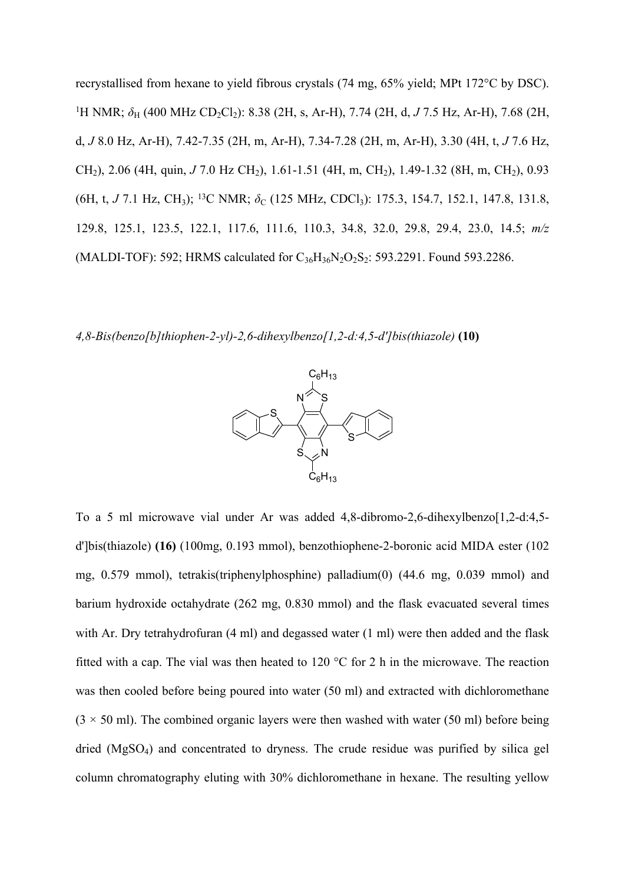recrystallised from hexane to yield fibrous crystals (74 mg, 65% yield; MPt 172°C by DSC). $^{1}$H NMR; $\delta_H$ (400 MHz $CD_2Cl_2$): 8.38 (2H, s, Ar-H), 7.74 (2H, d, *J* 7.5 Hz, Ar-H), 7.68 (2H, d, *J* 8.0 Hz, Ar-H), 7.42-7.35 (2H, m, Ar-H), 7.34-7.28 (2H, m, Ar-H), 3.30 (4H, t, *J* 7.6 Hz, $CH_2$), 2.06 (4H, quin, *J* 7.0 Hz $CH_2$), 1.61-1.51 (4H, m, $CH_2$), 1.49-1.32 (8H, m, $CH_2$), 0.93 (6H, t, *J* 7.1 Hz, $CH_3$); $^{13}$C NMR; $\delta_C$ (125 MHz, $CDCl_3$): 175.3, 154.7, 152.1, 147.8, 131.8, 129.8, 125.1, 123.5, 122.1, 117.6, 111.6, 110.3, 34.8, 32.0, 29.8, 29.4, 23.0, 14.5; *m/z* (MALDI-TOF): 592; HRMS calculated for $C_{36}H_{36}N_2O_2S_2$: 593.2291. Found 593.2286.

*4,8-Bis(benzo[b]thiophen-2-yl)-2,6-dihexylbenzo[1,2-d:4,5-d']bis(thiazole)* **(10)**

To a 5 ml microwave vial under Ar was added 4,8-dibromo-2,6-dihexylbenzo[1,2-d:4,5-d']bis(thiazole) **(16)** (100mg, 0.193 mmol), benzothiophene-2-boronic acid MIDA ester (102 mg, 0.579 mmol), tetrakis(triphenylphosphine) palladium(0) (44.6 mg, 0.039 mmol) and barium hydroxide octahydrate (262 mg, 0.830 mmol) and the flask evacuated several times with Ar. Dry tetrahydrofuran (4 ml) and degassed water (1 ml) were then added and the flask fitted with a cap. The vial was then heated to 120 °C for 2 h in the microwave. The reaction was then cooled before being poured into water (50 ml) and extracted with dichloromethane (3 × 50 ml). The combined organic layers were then washed with water (50 ml) before being dried ($MgSO_4$) and concentrated to dryness. The crude residue was purified by silica gel column chromatography eluting with 30% dichloromethane in hexane. The resulting yellow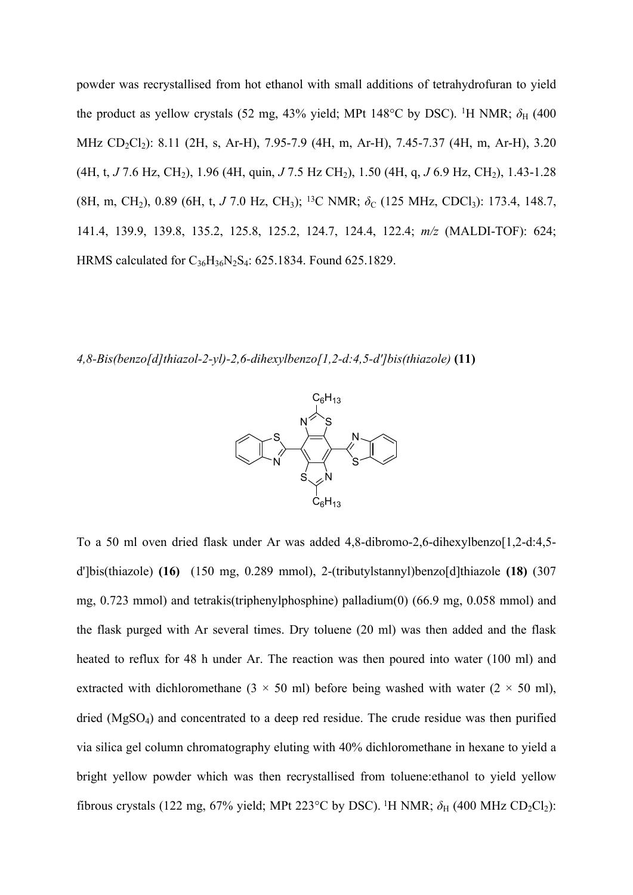powder was recrystallised from hot ethanol with small additions of tetrahydrofuran to yield the product as yellow crystals (52 mg, 43% yield; MPt 148°C by DSC). $^{1}$H NMR; $\delta_H$ (400 MHz $CD_2Cl_2$): 8.11 (2H, s, Ar-H), 7.95-7.9 (4H, m, Ar-H), 7.45-7.37 (4H, m, Ar-H), 3.20 (4H, t, *J* 7.6 Hz, $CH_2$), 1.96 (4H, quin, *J* 7.5 Hz $CH_2$), 1.50 (4H, q, *J* 6.9 Hz, $CH_2$), 1.43-1.28 (8H, m, $CH_2$), 0.89 (6H, t, *J* 7.0 Hz, $CH_3$); $^{13}$C NMR; $\delta_C$ (125 MHz, $CDCl_3$): 173.4, 148.7, 141.4, 139.9, 139.8, 135.2, 125.8, 125.2, 124.7, 124.4, 122.4; *m/z* (MALDI-TOF): 624; HRMS calculated for $C_{36}H_{36}N_2S_4$: 625.1834. Found 625.1829.

*4,8-Bis(benzo[d]thiazol-2-yl)-2,6-dihexylbenzo[1,2-d:4,5-d']bis(thiazole)* **(11)**

To a 50 ml oven dried flask under Ar was added 4,8-dibromo-2,6-dihexylbenzo[1,2-d:4,5-d']bis(thiazole) **(16)** (150 mg, 0.289 mmol), 2-(tributylstannyl)benzo[d]thiazole **(18)** (307 mg, 0.723 mmol) and tetrakis(triphenylphosphine) palladium(0) (66.9 mg, 0.058 mmol) and the flask purged with Ar several times. Dry toluene (20 ml) was then added and the flask heated to reflux for 48 h under Ar. The reaction was then poured into water (100 ml) and extracted with dichloromethane (3 × 50 ml) before being washed with water (2 × 50 ml), dried ($MgSO_4$) and concentrated to a deep red residue. The crude residue was then purified via silica gel column chromatography eluting with 40% dichloromethane in hexane to yield a bright yellow powder which was then recrystallised from toluene:ethanol to yield yellow fibrous crystals (122 mg, 67% yield; MPt 223°C by DSC). $^{1}$H NMR; $\delta_H$ (400 MHz $CD_2Cl_2$):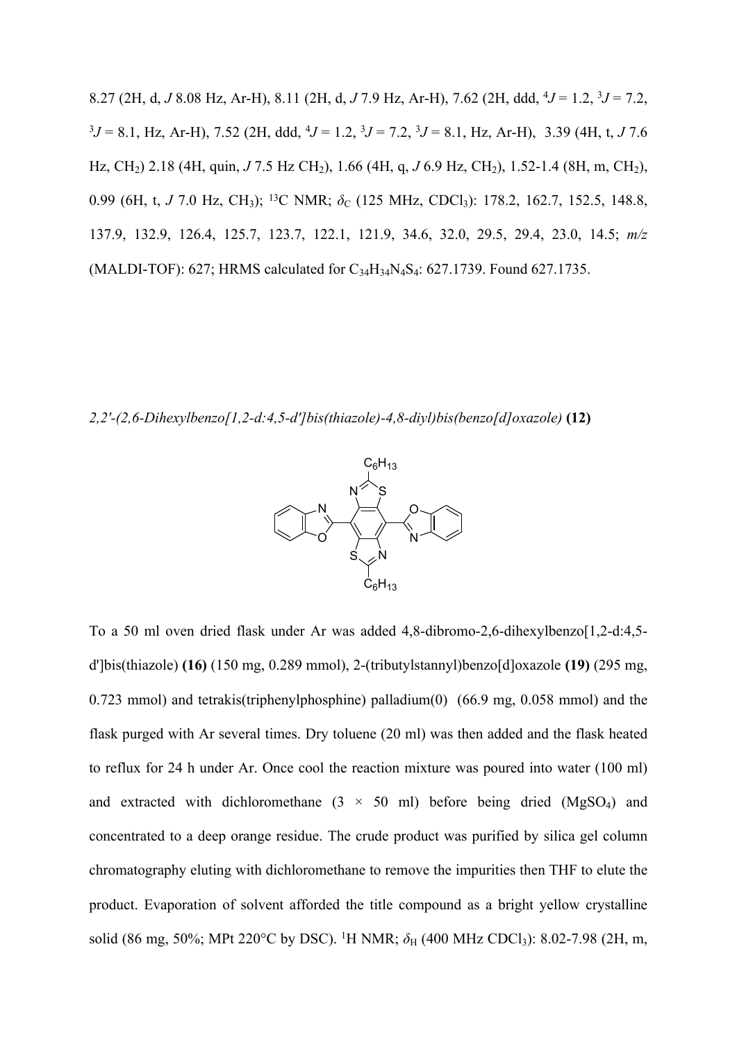8.27 (2H, d, *J* 8.08 Hz, Ar-H), 8.11 (2H, d, *J* 7.9 Hz, Ar-H), 7.62 (2H, ddd, $^4J$ = 1.2, $^3J$ = 7.2, $^3J$ = 8.1, Hz, Ar-H), 7.52 (2H, ddd, $^4J$ = 1.2, $^3J$ = 7.2, $^3J$ = 8.1, Hz, Ar-H), 3.39 (4H, t, *J* 7.6 Hz, $CH_2$) 2.18 (4H, quin, *J* 7.5 Hz $CH_2$), 1.66 (4H, q, *J* 6.9 Hz, $CH_2$), 1.52-1.4 (8H, m, $CH_2$), 0.99 (6H, t, *J* 7.0 Hz, $CH_3$); $^{13}$C NMR; $\delta_C$ (125 MHz, $CDCl_3$): 178.2, 162.7, 152.5, 148.8, 137.9, 132.9, 126.4, 125.7, 123.7, 122.1, 121.9, 34.6, 32.0, 29.5, 29.4, 23.0, 14.5; *m/z* (MALDI-TOF): 627; HRMS calculated for $C_{34}H_{34}N_4S_4$: 627.1739. Found 627.1735.

*2,2'-(2,6-Dihexylbenzo[1,2-d:4,5-d']bis(thiazole)-4,8-diyl)bis(benzo[d]oxazole)* **(12)**

To a 50 ml oven dried flask under Ar was added 4,8-dibromo-2,6-dihexylbenzo[1,2-d:4,5-d']bis(thiazole) **(16)** (150 mg, 0.289 mmol), 2-(tributylstannyl)benzo[d]oxazole **(19)** (295 mg, 0.723 mmol) and tetrakis(triphenylphosphine) palladium(0) (66.9 mg, 0.058 mmol) and the flask purged with Ar several times. Dry toluene (20 ml) was then added and the flask heated to reflux for 24 h under Ar. Once cool the reaction mixture was poured into water (100 ml) and extracted with dichloromethane (3 × 50 ml) before being dried ($MgSO_4$) and concentrated to a deep orange residue. The crude product was purified by silica gel column chromatography eluting with dichloromethane to remove the impurities then THF to elute the product. Evaporation of solvent afforded the title compound as a bright yellow crystalline solid (86 mg, 50%; MPt 220°C by DSC). $^1$H NMR; $\delta_H$ (400 MHz $CDCl_3$): 8.02-7.98 (2H, m,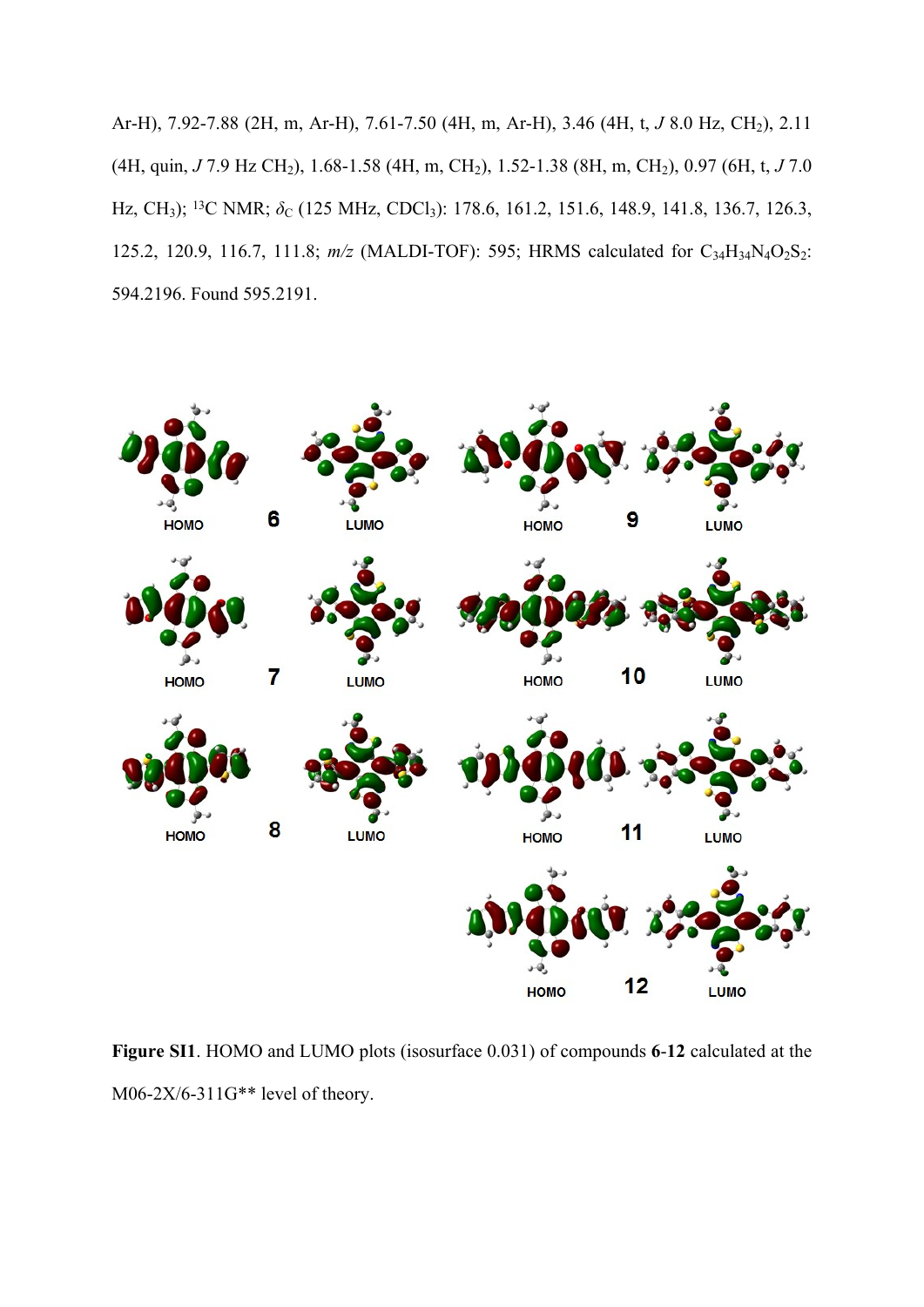Ar-H), 7.92-7.88 (2H, m, Ar-H), 7.61-7.50 (4H, m, Ar-H), 3.46 (4H, t, *J* 8.0 Hz, $CH_2$), 2.11 (4H, quin, *J* 7.9 Hz $CH_2$), 1.68-1.58 (4H, m, $CH_2$), 1.52-1.38 (8H, m, $CH_2$), 0.97 (6H, t, *J* 7.0 Hz, $CH_3$); $^{13}C$ NMR; $\delta_C$ (125 MHz, $CDCl_3$): 178.6, 161.2, 151.6, 148.9, 141.8, 136.7, 126.3, 125.2, 120.9, 116.7, 111.8; *m/z* (MALDI-TOF): 595; HRMS calculated for $C_{34}H_{34}N_4O_2S_2$: 594.2196. Found 595.2191.

**Figure SI1**. HOMO and LUMO plots (isosurface 0.031) of compounds **6**-**12** calculated at the M06-2X/6-311G** level of theory.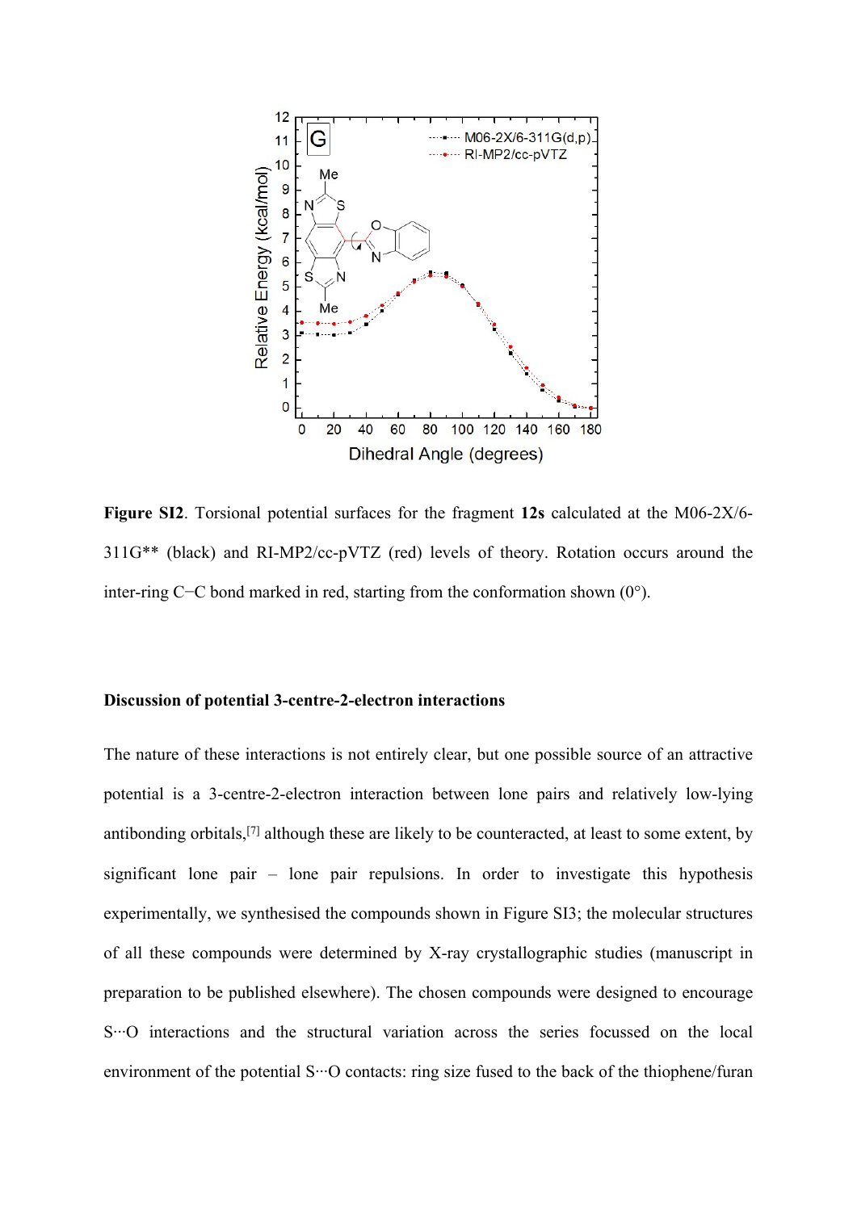**Figure SI2**. Torsional potential surfaces for the fragment **12s** calculated at the M06-2X/6-311G** (black) and RI-MP2/cc-pVTZ (red) levels of theory. Rotation occurs around the inter-ring C−C bond marked in red, starting from the conformation shown (0°).

### Discussion of potential 3-centre-2-electron interactions

The nature of these interactions is not entirely clear, but one possible source of an attractive potential is a 3-centre-2-electron interaction between lone pairs and relatively low-lying antibonding orbitals,[7] although these are likely to be counteracted, at least to some extent, by significant lone pair – lone pair repulsions. In order to investigate this hypothesis experimentally, we synthesised the compounds shown in Figure SI3; the molecular structures of all these compounds were determined by X-ray crystallographic studies (manuscript in preparation to be published elsewhere). The chosen compounds were designed to encourage S···O interactions and the structural variation across the series focussed on the local environment of the potential S···O contacts: ring size fused to the back of the thiophene/furan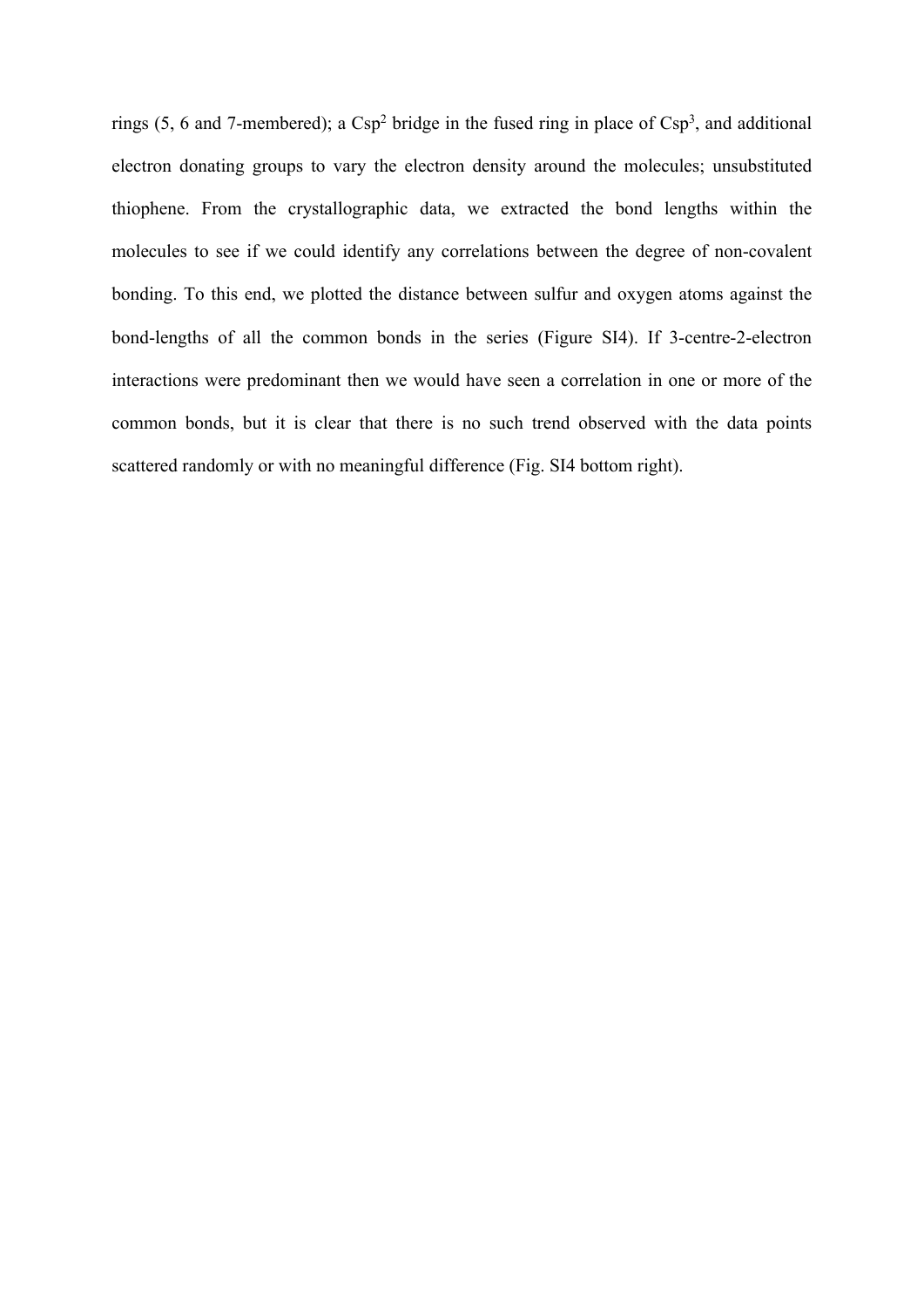rings (5, 6 and 7-membered); a $Csp^2$ bridge in the fused ring in place of $Csp^3$, and additional electron donating groups to vary the electron density around the molecules; unsubstituted thiophene. From the crystallographic data, we extracted the bond lengths within the molecules to see if we could identify any correlations between the degree of non-covalent bonding. To this end, we plotted the distance between sulfur and oxygen atoms against the bond-lengths of all the common bonds in the series (Figure SI4). If 3-centre-2-electron interactions were predominant then we would have seen a correlation in one or more of the common bonds, but it is clear that there is no such trend observed with the data points scattered randomly or with no meaningful difference (Fig. SI4 bottom right).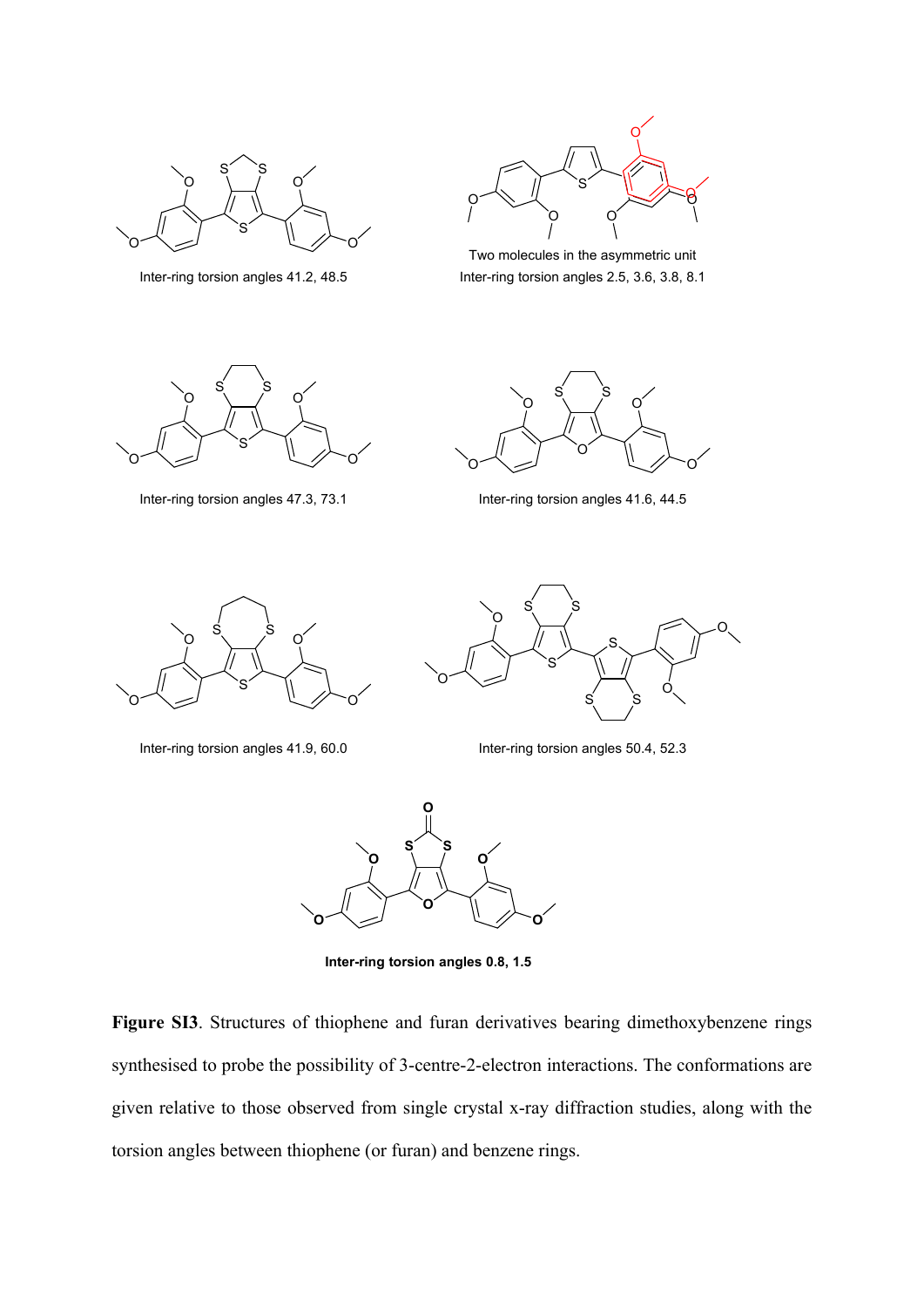Inter-ring torsion angles 41.2, 48.5

Two molecules in the asymmetric unit
Inter-ring torsion angles 2.5, 3.6, 3.8, 8.1

Inter-ring torsion angles 47.3, 73.1

Inter-ring torsion angles 41.6, 44.5

Inter-ring torsion angles 41.9, 60.0

Inter-ring torsion angles 50.4, 52.3

**Inter-ring torsion angles 0.8, 1.5**

**Figure SI3**. Structures of thiophene and furan derivatives bearing dimethoxybenzene rings synthesised to probe the possibility of 3-centre-2-electron interactions. The conformations are given relative to those observed from single crystal x-ray diffraction studies, along with the torsion angles between thiophene (or furan) and benzene rings.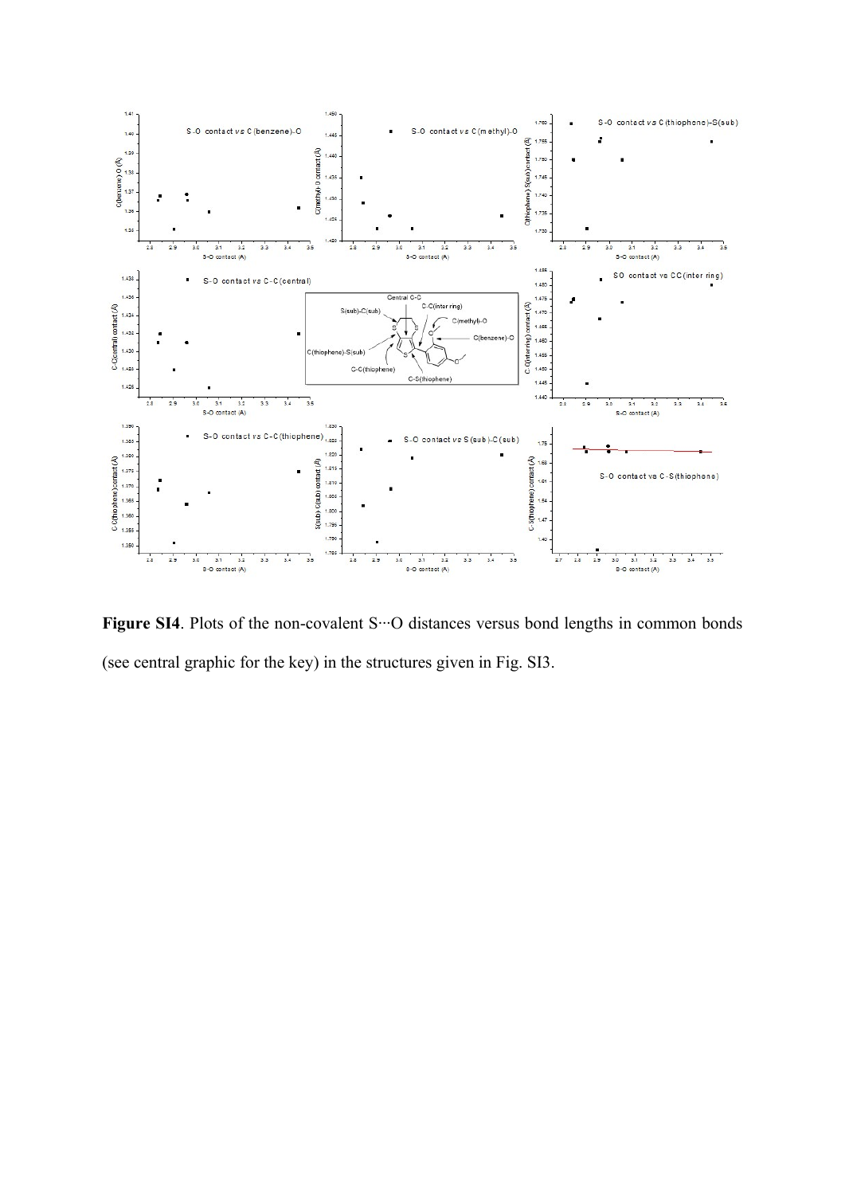**Figure SI4**. Plots of the non-covalent S···O distances versus bond lengths in common bonds (see central graphic for the key) in the structures given in Fig. SI3.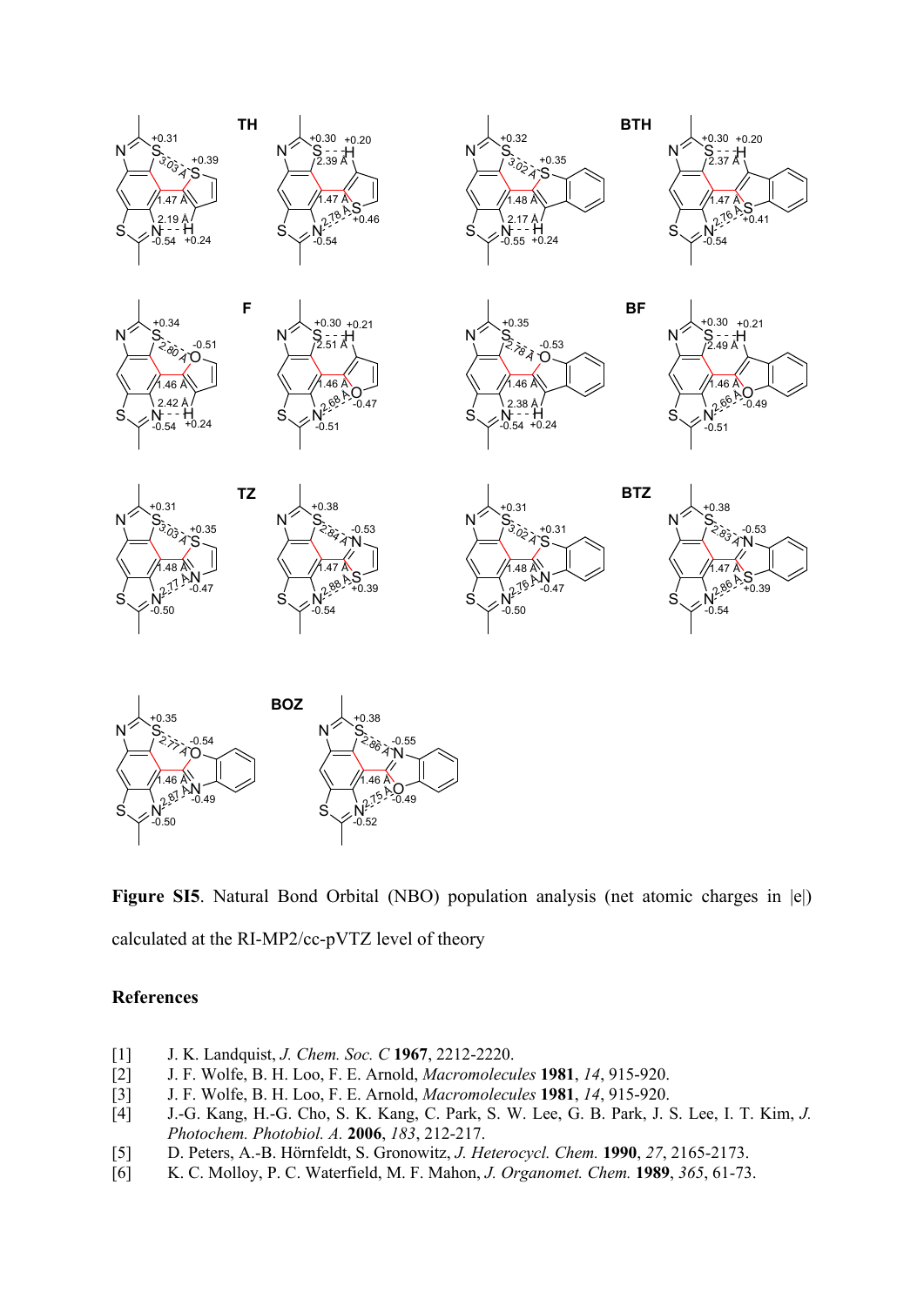**Figure SI5**. Natural Bond Orbital (NBO) population analysis (net atomic charges in |e|) calculated at the RI-MP2/cc-pVTZ level of theory

## References

[1] J. K. Landquist, *J. Chem. Soc. C* **1967**, 2212-2220.
[2] J. F. Wolfe, B. H. Loo, F. E. Arnold, *Macromolecules* **1981**, *14*, 915-920.
[3] J. F. Wolfe, B. H. Loo, F. E. Arnold, *Macromolecules* **1981**, *14*, 915-920.
[4] J.-G. Kang, H.-G. Cho, S. K. Kang, C. Park, S. W. Lee, G. B. Park, J. S. Lee, I. T. Kim, *J. Photochem. Photobiol. A.* **2006**, *183*, 212-217.
[5] D. Peters, A.-B. Hörnfeldt, S. Gronowitz, *J. Heterocycl. Chem.* **1990**, *27*, 2165-2173.
[6] K. C. Molloy, P. C. Waterfield, M. F. Mahon, *J. Organomet. Chem.* **1989**, *365*, 61-73.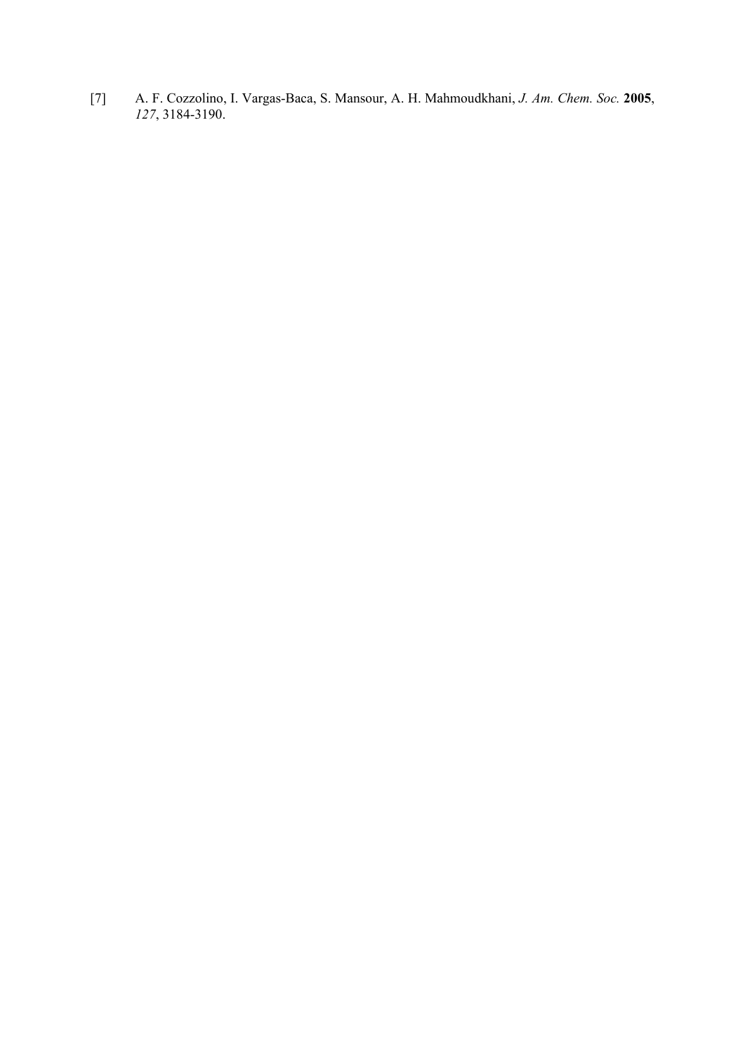[7] A. F. Cozzolino, I. Vargas-Baca, S. Mansour, A. H. Mahmoudkhani, *J. Am. Chem. Soc.* **2005**, *127*, 3184-3190.